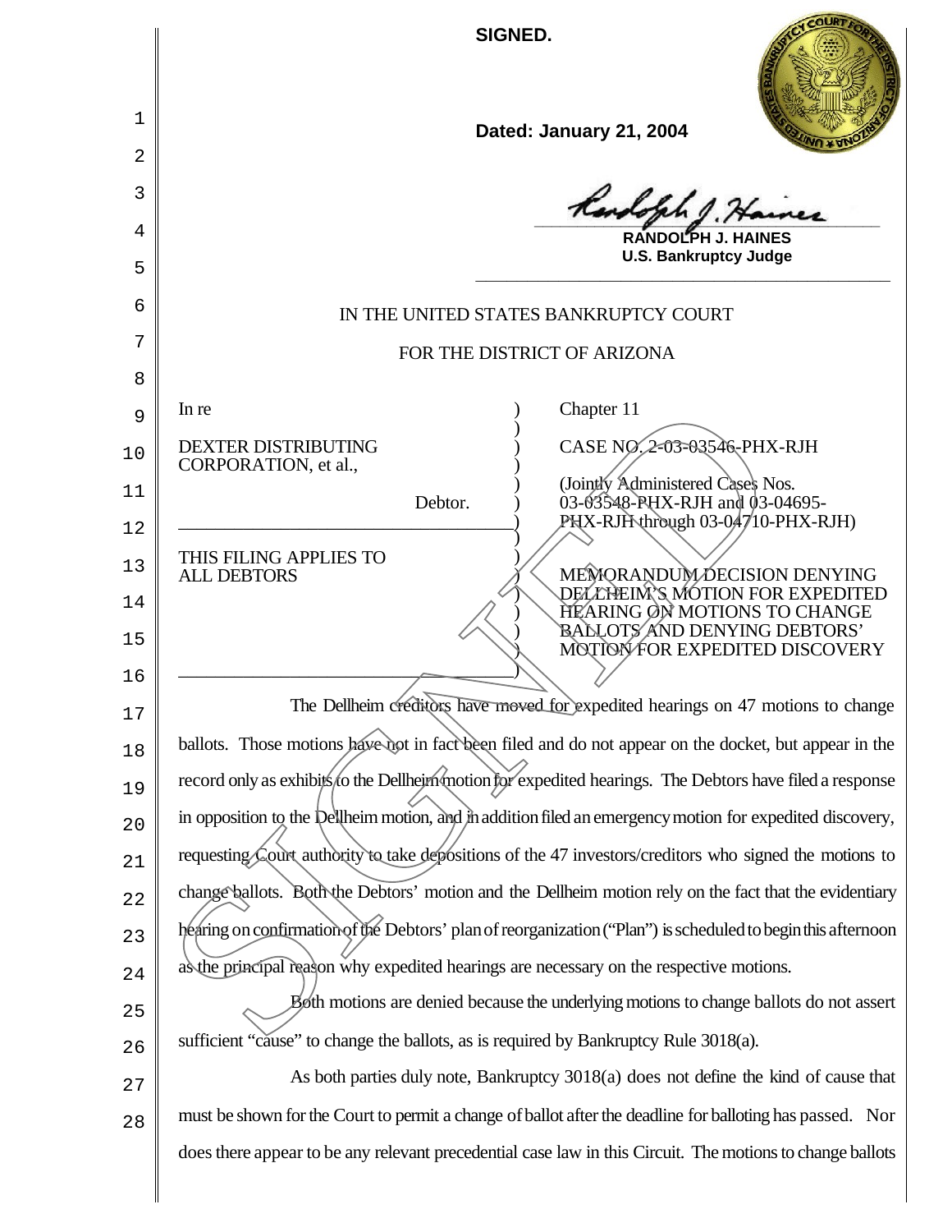**SIGNED.**

**Dated: January 21, 2004**

**RANDOLPH J. HAINES**
**U.S. Bankruptcy Judge**

IN THE UNITED STATES BANKRUPTCY COURT

FOR THE DISTRICT OF ARIZONA

| | |
|---|---|
| In re<br><br>DEXTER DISTRIBUTING CORPORATION, et al.,<br><br>Debtor. | Chapter 11<br><br>CASE NO. 2-03-03546-PHX-RJH<br><br>(Jointly Administered Cases Nos. 03-03548-PHX-RJH and 03-04695-PHX-RJH through 03-04710-PHX-RJH) |
| THIS FILING APPLIES TO ALL DEBTORS | MEMORANDUM DECISION DENYING DELLHEIM'S MOTION FOR EXPEDITED HEARING ON MOTIONS TO CHANGE BALLOTS AND DENYING DEBTORS' MOTION FOR EXPEDITED DISCOVERY |

The Dellheim creditors have moved for expedited hearings on 47 motions to change ballots. Those motions have not in fact been filed and do not appear on the docket, but appear in the record only as exhibits to the Dellheim motion for expedited hearings. The Debtors have filed a response in opposition to the Dellheim motion, and in addition filed an emergency motion for expedited discovery, requesting Court authority to take depositions of the 47 investors/creditors who signed the motions to change ballots. Both the Debtors' motion and the Dellheim motion rely on the fact that the evidentiary hearing on confirmation of the Debtors' plan of reorganization ("Plan") is scheduled to begin this afternoon as the principal reason why expedited hearings are necessary on the respective motions.

Both motions are denied because the underlying motions to change ballots do not assert sufficient "cause" to change the ballots, as is required by Bankruptcy Rule 3018(a).

As both parties duly note, Bankruptcy 3018(a) does not define the kind of cause that must be shown for the Court to permit a change of ballot after the deadline for balloting has passed. Nor does there appear to be any relevant precedential case law in this Circuit. The motions to change ballots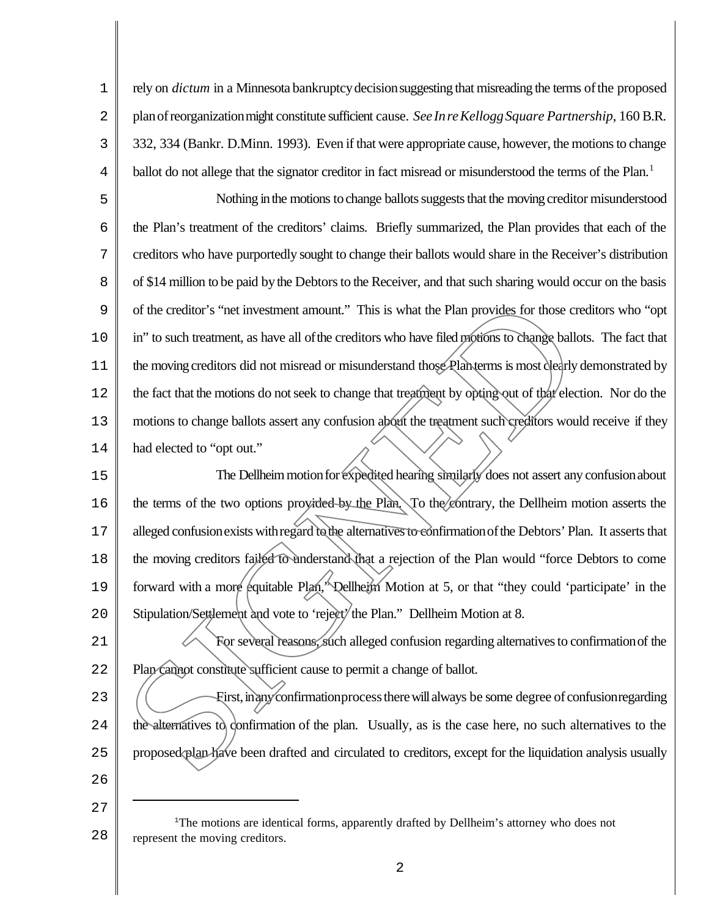rely on *dictum* in a Minnesota bankruptcy decision suggesting that misreading the terms of the proposed plan of reorganization might constitute sufficient cause. *See In re Kellogg Square Partnership*, 160 B.R. 332, 334 (Bankr. D.Minn. 1993). Even if that were appropriate cause, however, the motions to change ballot do not allege that the signator creditor in fact misread or misunderstood the terms of the Plan.[1]

Nothing in the motions to change ballots suggests that the moving creditor misunderstood the Plan's treatment of the creditors' claims. Briefly summarized, the Plan provides that each of the creditors who have purportedly sought to change their ballots would share in the Receiver's distribution of $14 million to be paid by the Debtors to the Receiver, and that such sharing would occur on the basis of the creditor's "net investment amount." This is what the Plan provides for those creditors who "opt in" to such treatment, as have all of the creditors who have filed motions to change ballots. The fact that the moving creditors did not misread or misunderstand those Plan terms is most clearly demonstrated by the fact that the motions do not seek to change that treatment by opting out of that election. Nor do the motions to change ballots assert any confusion about the treatment such creditors would receive if they had elected to "opt out."

The Dellheim motion for expedited hearing similarly does not assert any confusion about the terms of the two options provided by the Plan. To the contrary, the Dellheim motion asserts the alleged confusion exists with regard to the alternatives to confirmation of the Debtors' Plan. It asserts that the moving creditors failed to understand that a rejection of the Plan would "force Debtors to come forward with a more equitable Plan," Dellheim Motion at 5, or that "they could 'participate' in the Stipulation/Settlement and vote to 'reject' the Plan." Dellheim Motion at 8.

For several reasons, such alleged confusion regarding alternatives to confirmation of the Plan cannot constitute sufficient cause to permit a change of ballot.

First, in any confirmation process there will always be some degree of confusion regarding the alternatives to confirmation of the plan. Usually, as is the case here, no such alternatives to the proposed plan have been drafted and circulated to creditors, except for the liquidation analysis usually

---

[1] The motions are identical forms, apparently drafted by Dellheim's attorney who does not represent the moving creditors.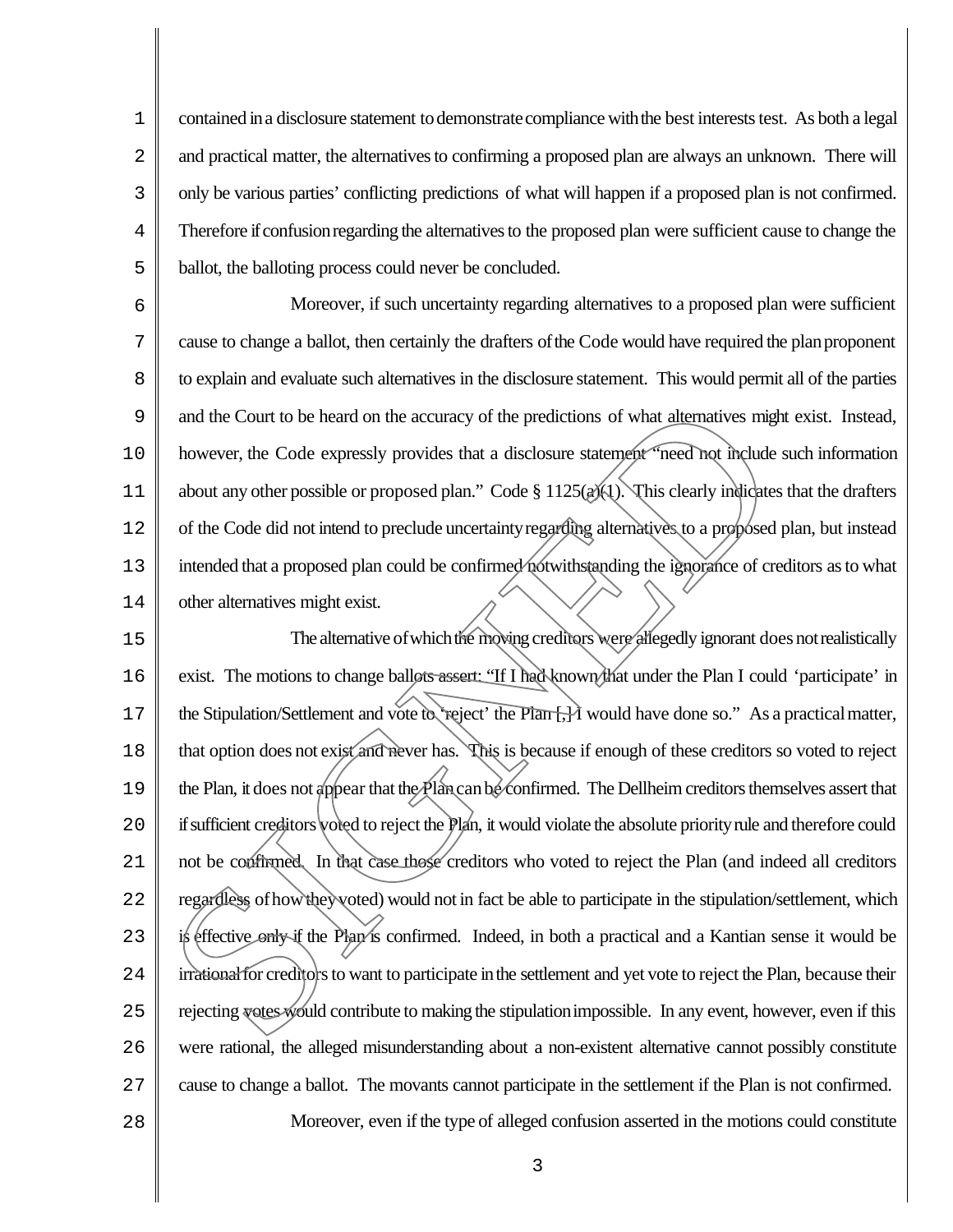contained in a disclosure statement to demonstrate compliance with the best interests test. As both a legal and practical matter, the alternatives to confirming a proposed plan are always an unknown. There will only be various parties' conflicting predictions of what will happen if a proposed plan is not confirmed. Therefore if confusion regarding the alternatives to the proposed plan were sufficient cause to change the ballot, the balloting process could never be concluded.

Moreover, if such uncertainty regarding alternatives to a proposed plan were sufficient cause to change a ballot, then certainly the drafters of the Code would have required the plan proponent to explain and evaluate such alternatives in the disclosure statement. This would permit all of the parties and the Court to be heard on the accuracy of the predictions of what alternatives might exist. Instead, however, the Code expressly provides that a disclosure statement "need not include such information about any other possible or proposed plan." Code § 1125(a)(1). This clearly indicates that the drafters of the Code did not intend to preclude uncertainty regarding alternatives to a proposed plan, but instead intended that a proposed plan could be confirmed notwithstanding the ignorance of creditors as to what other alternatives might exist.

The alternative of which the moving creditors were allegedly ignorant does not realistically exist. The motions to change ballots assert: "If I had known that under the Plan I could 'participate' in the Stipulation/Settlement and vote to 'reject' the Plan [,] I would have done so." As a practical matter, that option does not exist and never has. This is because if enough of these creditors so voted to reject the Plan, it does not appear that the Plan can be confirmed. The Dellheim creditors themselves assert that if sufficient creditors voted to reject the Plan, it would violate the absolute priority rule and therefore could not be confirmed. In that case those creditors who voted to reject the Plan (and indeed all creditors regardless of how they voted) would not in fact be able to participate in the stipulation/settlement, which is effective only if the Plan is confirmed. Indeed, in both a practical and a Kantian sense it would be irrational for creditors to want to participate in the settlement and yet vote to reject the Plan, because their rejecting votes would contribute to making the stipulation impossible. In any event, however, even if this were rational, the alleged misunderstanding about a non-existent alternative cannot possibly constitute cause to change a ballot. The movants cannot participate in the settlement if the Plan is not confirmed.

Moreover, even if the type of alleged confusion asserted in the motions could constitute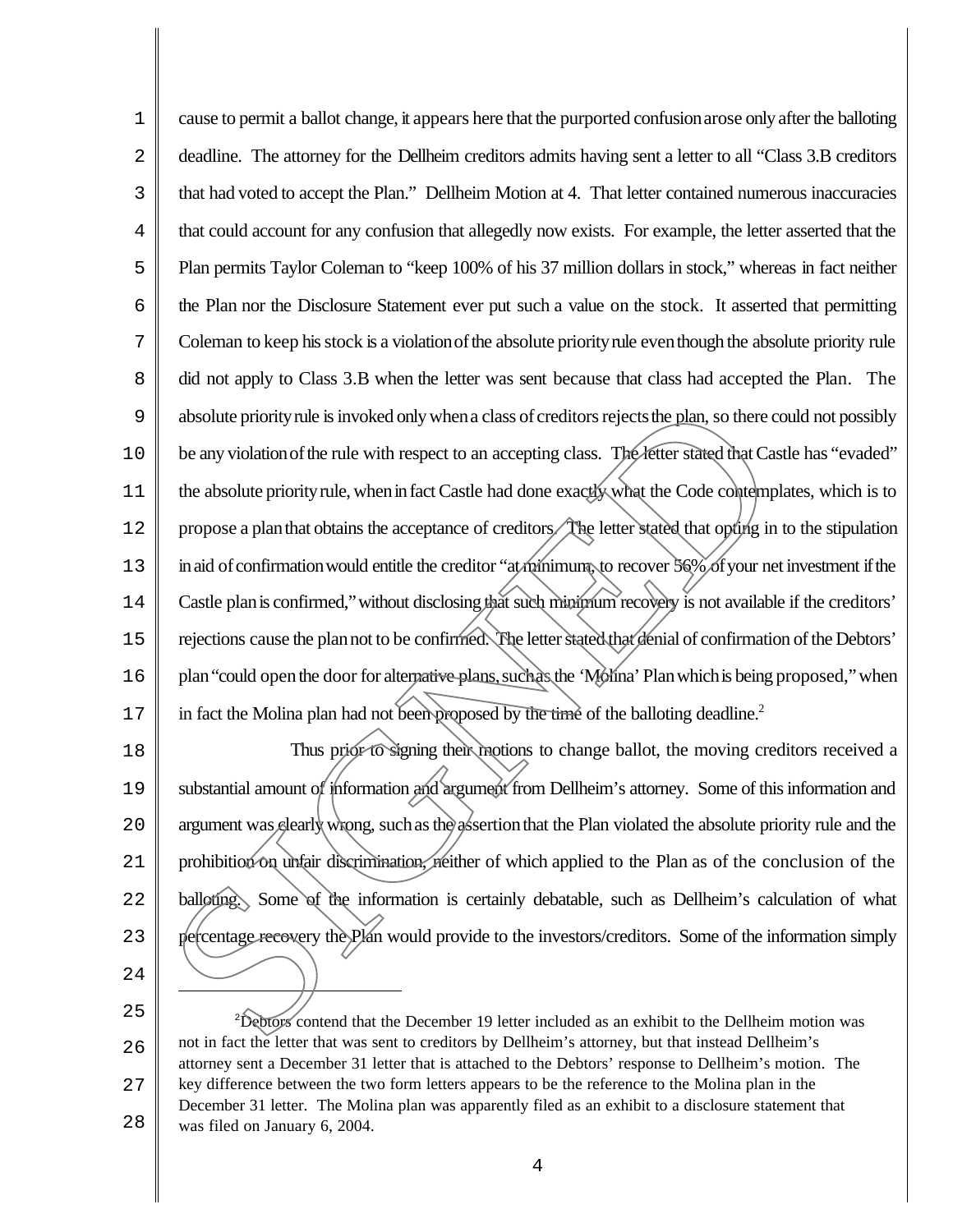cause to permit a ballot change, it appears here that the purported confusion arose only after the balloting deadline. The attorney for the Dellheim creditors admits having sent a letter to all "Class 3.B creditors that had voted to accept the Plan." Dellheim Motion at 4. That letter contained numerous inaccuracies that could account for any confusion that allegedly now exists. For example, the letter asserted that the Plan permits Taylor Coleman to "keep 100% of his 37 million dollars in stock," whereas in fact neither the Plan nor the Disclosure Statement ever put such a value on the stock. It asserted that permitting Coleman to keep his stock is a violation of the absolute priority rule even though the absolute priority rule did not apply to Class 3.B when the letter was sent because that class had accepted the Plan. The absolute priority rule is invoked only when a class of creditors rejects the plan, so there could not possibly be any violation of the rule with respect to an accepting class. The letter stated that Castle has "evaded" the absolute priority rule, when in fact Castle had done exactly what the Code contemplates, which is to propose a plan that obtains the acceptance of creditors. The letter stated that opting in to the stipulation in aid of confirmation would entitle the creditor "at minimum, to recover 56% of your net investment if the Castle plan is confirmed," without disclosing that such minimum recovery is not available if the creditors' rejections cause the plan not to be confirmed. The letter stated that denial of confirmation of the Debtors' plan "could open the door for alternative plans, such as the 'Molina' Plan which is being proposed," when in fact the Molina plan had not been proposed by the time of the balloting deadline.[2]

Thus prior to signing their motions to change ballot, the moving creditors received a substantial amount of information and argument from Dellheim's attorney. Some of this information and argument was clearly wrong, such as the assertion that the Plan violated the absolute priority rule and the prohibition on unfair discrimination, neither of which applied to the Plan as of the conclusion of the balloting. Some of the information is certainly debatable, such as Dellheim's calculation of what percentage recovery the Plan would provide to the investors/creditors. Some of the information simply

---

[2] Debtors contend that the December 19 letter included as an exhibit to the Dellheim motion was not in fact the letter that was sent to creditors by Dellheim's attorney, but that instead Dellheim's attorney sent a December 31 letter that is attached to the Debtors' response to Dellheim's motion. The key difference between the two form letters appears to be the reference to the Molina plan in the December 31 letter. The Molina plan was apparently filed as an exhibit to a disclosure statement that was filed on January 6, 2004.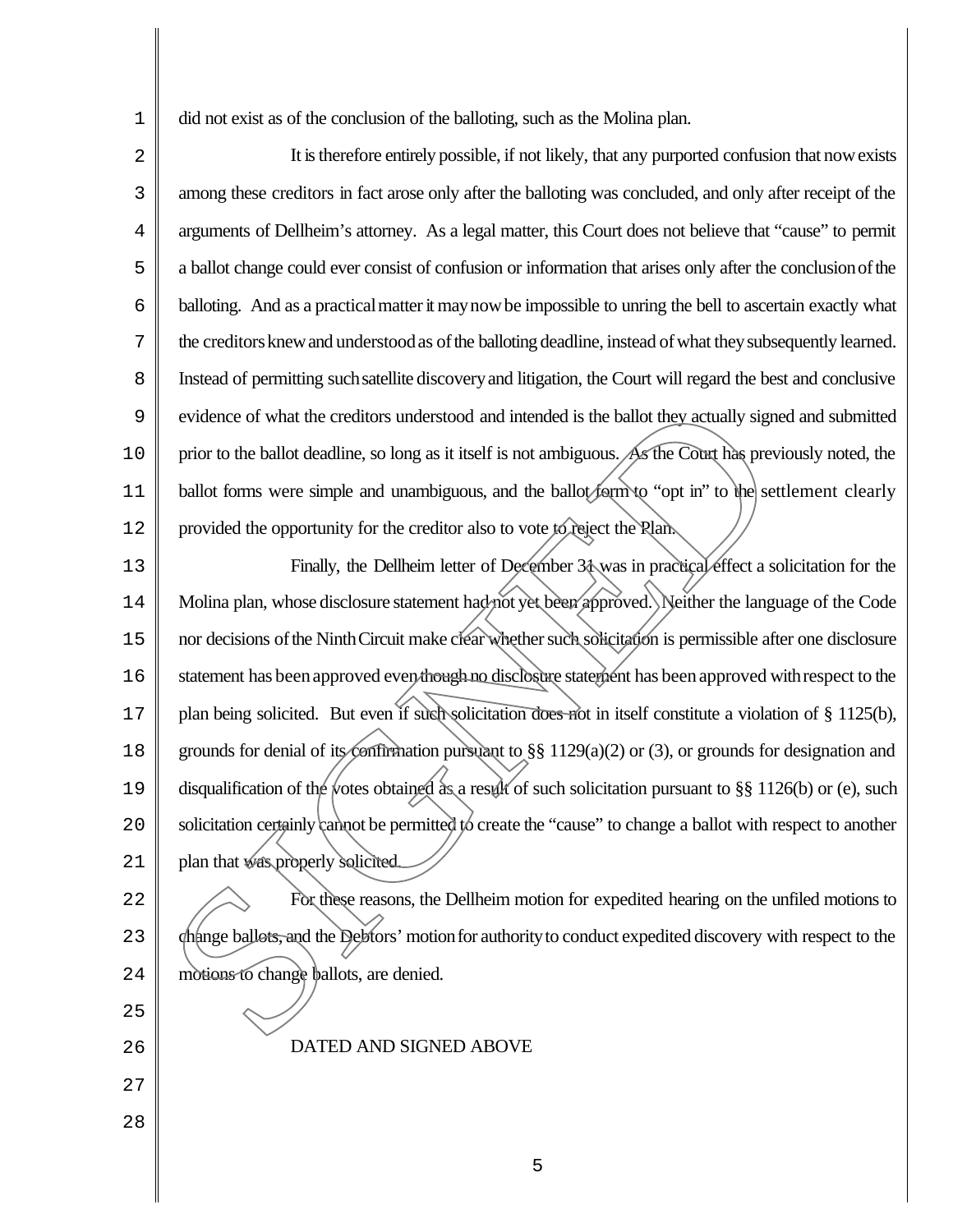did not exist as of the conclusion of the balloting, such as the Molina plan.

It is therefore entirely possible, if not likely, that any purported confusion that now exists among these creditors in fact arose only after the balloting was concluded, and only after receipt of the arguments of Dellheim's attorney. As a legal matter, this Court does not believe that "cause" to permit a ballot change could ever consist of confusion or information that arises only after the conclusion of the balloting. And as a practical matter it may now be impossible to unring the bell to ascertain exactly what the creditors knew and understood as of the balloting deadline, instead of what they subsequently learned. Instead of permitting such satellite discovery and litigation, the Court will regard the best and conclusive evidence of what the creditors understood and intended is the ballot they actually signed and submitted prior to the ballot deadline, so long as it itself is not ambiguous. As the Court has previously noted, the ballot forms were simple and unambiguous, and the ballot form to "opt in" to the settlement clearly provided the opportunity for the creditor also to vote to reject the Plan.

Finally, the Dellheim letter of December 31 was in practical effect a solicitation for the Molina plan, whose disclosure statement had not yet been approved. Neither the language of the Code nor decisions of the Ninth Circuit make clear whether such solicitation is permissible after one disclosure statement has been approved even though no disclosure statement has been approved with respect to the plan being solicited. But even if such solicitation does not in itself constitute a violation of § 1125(b), grounds for denial of its confirmation pursuant to §§ 1129(a)(2) or (3), or grounds for designation and disqualification of the votes obtained as a result of such solicitation pursuant to §§ 1126(b) or (e), such solicitation certainly cannot be permitted to create the "cause" to change a ballot with respect to another plan that was properly solicited.

For these reasons, the Dellheim motion for expedited hearing on the unfiled motions to change ballots, and the Debtors' motion for authority to conduct expedited discovery with respect to the motions to change ballots, are denied.

DATED AND SIGNED ABOVE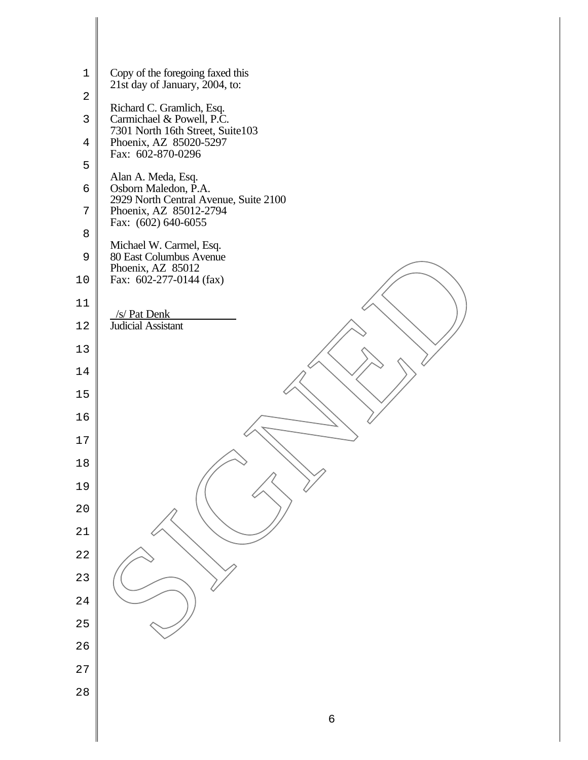Copy of the foregoing faxed this
21st day of January, 2004, to:

Richard C. Gramlich, Esq.
Carmichael & Powell, P.C.
7301 North 16th Street, Suite103
Phoenix, AZ 85020-5297
Fax: 602-870-0296

Alan A. Meda, Esq.
Osborn Maledon, P.A.
2929 North Central Avenue, Suite 2100
Phoenix, AZ 85012-2794
Fax: (602) 640-6055

Michael W. Carmel, Esq.
80 East Columbus Avenue
Phoenix, AZ 85012
Fax: 602-277-0144 (fax)

/s/ Pat Denk
Judicial Assistant

SIGNED